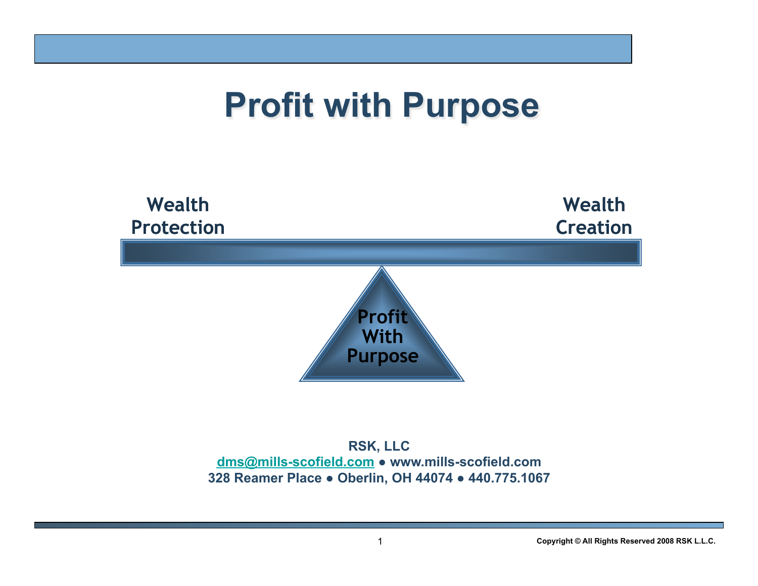# Profit with Purpose

Wealth Protection

Wealth Creation

Profit With Purpose

**RSK, LLC**

**dms@mills-scofield.com ● www.mills-scofield.com**

**328 Reamer Place ● Oberlin, OH 44074 ● 440.775.1067**

**Copyright © All Rights Reserved 2008 RSK L.L.C.**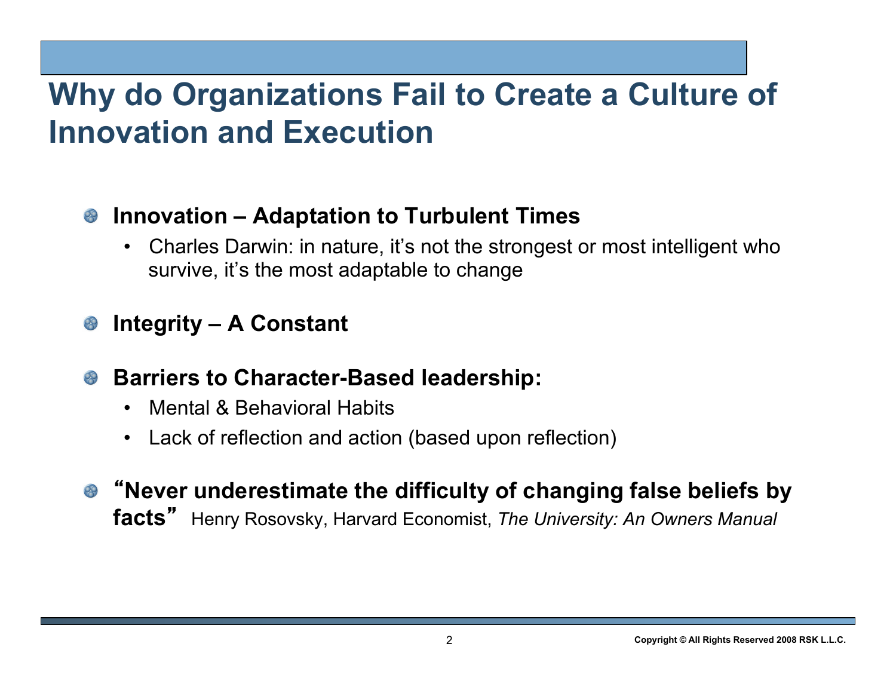# Why do Organizations Fail to Create a Culture of Innovation and Execution

- **Innovation – Adaptation to Turbulent Times**
  - Charles Darwin: in nature, it's not the strongest or most intelligent who survive, it's the most adaptable to change

- **Integrity – A Constant**

- **Barriers to Character-Based leadership:**
  - Mental & Behavioral Habits
  - Lack of reflection and action (based upon reflection)

- **"Never underestimate the difficulty of changing false beliefs by facts"** Henry Rosovsky, Harvard Economist, *The University: An Owners Manual*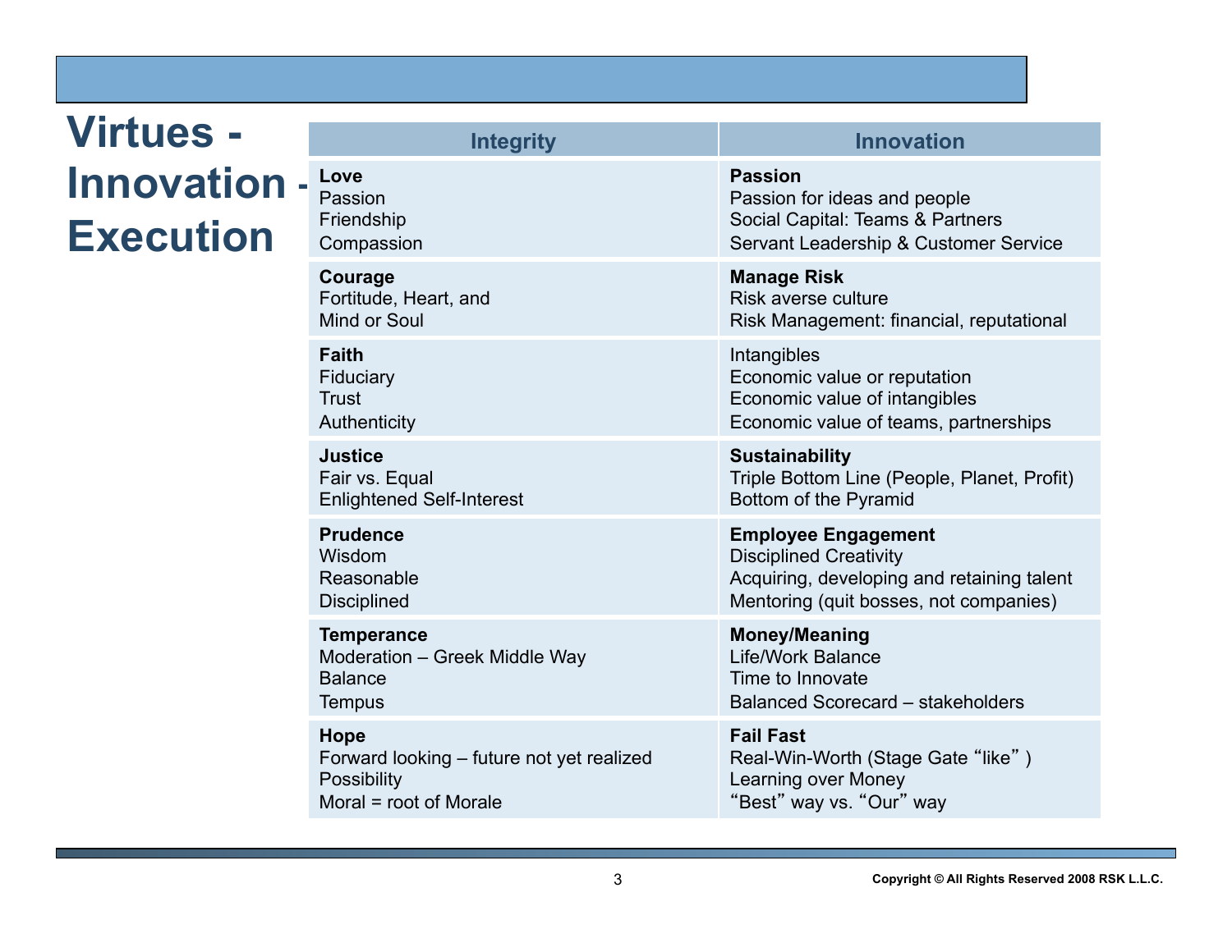# Virtues - Innovation - Execution

| Integrity | Innovation |
|---|---|
| **Love**<br>Passion<br>Friendship<br>Compassion | **Passion**<br>Passion for ideas and people<br>Social Capital: Teams & Partners<br>Servant Leadership & Customer Service |
| **Courage**<br>Fortitude, Heart, and<br>Mind or Soul | **Manage Risk**<br>Risk averse culture<br>Risk Management: financial, reputational |
| **Faith**<br>Fiduciary<br>Trust<br>Authenticity | Intangibles<br>Economic value or reputation<br>Economic value of intangibles<br>Economic value of teams, partnerships |
| **Justice**<br>Fair vs. Equal<br>Enlightened Self-Interest | **Sustainability**<br>Triple Bottom Line (People, Planet, Profit)<br>Bottom of the Pyramid |
| **Prudence**<br>Wisdom<br>Reasonable<br>Disciplined | **Employee Engagement**<br>Disciplined Creativity<br>Acquiring, developing and retaining talent<br>Mentoring (quit bosses, not companies) |
| **Temperance**<br>Moderation – Greek Middle Way<br>Balance<br>Tempus | **Money/Meaning**<br>Life/Work Balance<br>Time to Innovate<br>Balanced Scorecard – stakeholders |
| **Hope**<br>Forward looking – future not yet realized<br>Possibility<br>Moral = root of Morale | **Fail Fast**<br>Real-Win-Worth (Stage Gate "like")<br>Learning over Money<br>"Best" way vs. "Our" way |

Copyright © All Rights Reserved 2008 RSK L.L.C.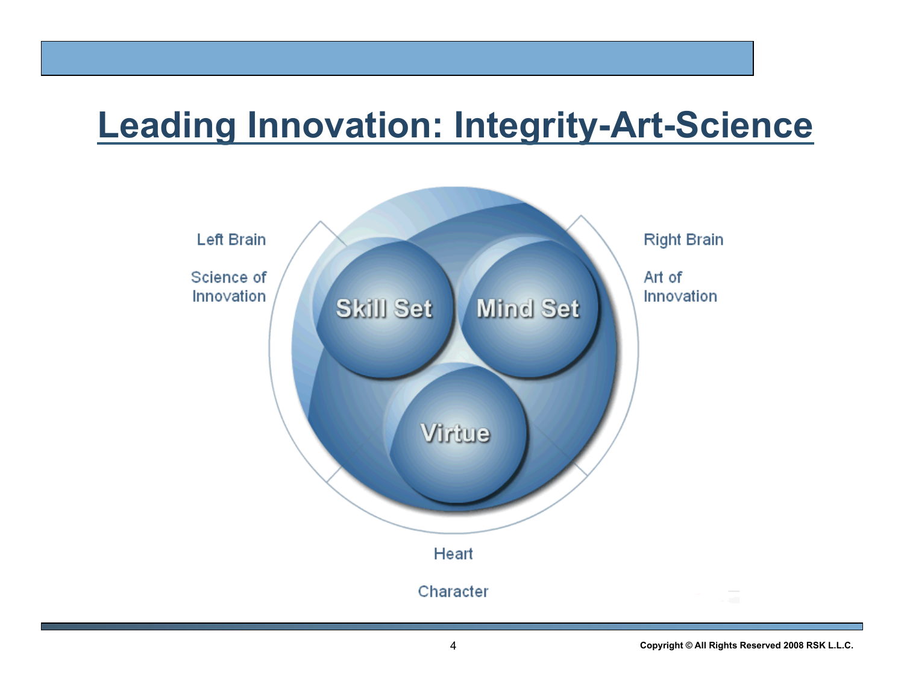# Leading Innovation: Integrity-Art-Science

Left Brain

Science of Innovation

Right Brain

Art of Innovation

Skill Set

Mind Set

Virtue

Heart

Character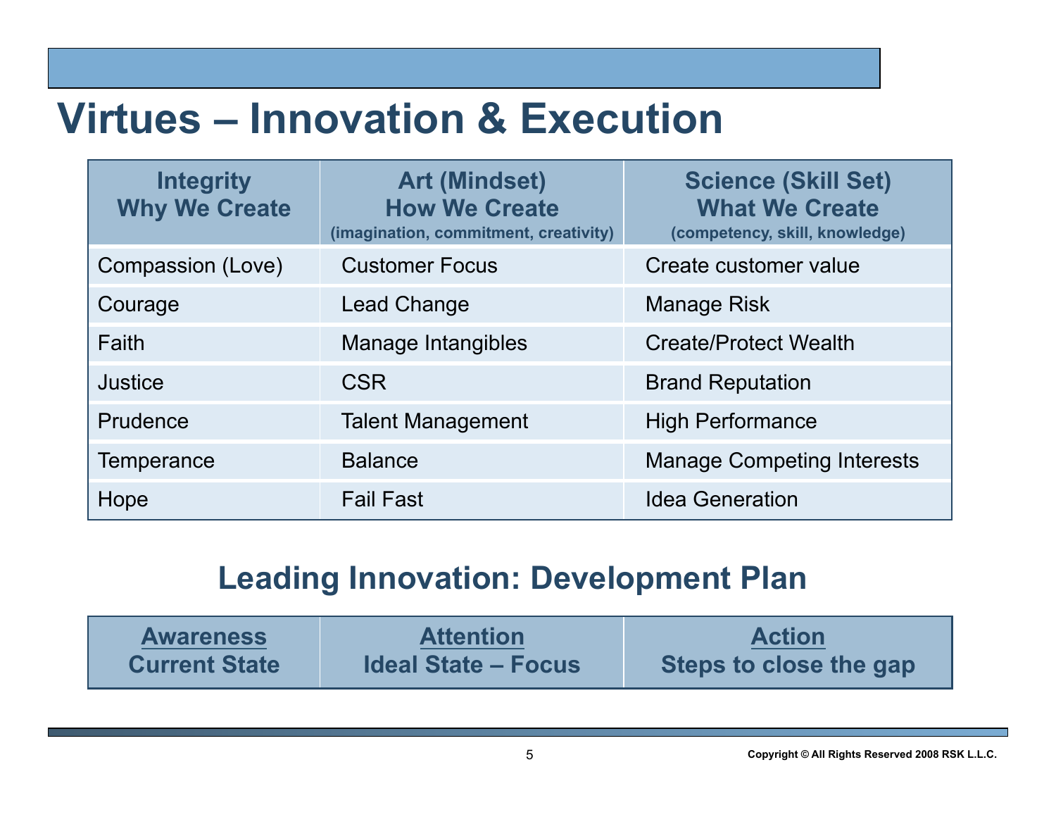# Virtues – Innovation & Execution

| Integrity<br>Why We Create | Art (Mindset)<br>How We Create<br>(imagination, commitment, creativity) | Science (Skill Set)<br>What We Create<br>(competency, skill, knowledge) |
|---|---|---|
| Compassion (Love) | Customer Focus | Create customer value |
| Courage | Lead Change | Manage Risk |
| Faith | Manage Intangibles | Create/Protect Wealth |
| Justice | CSR | Brand Reputation |
| Prudence | Talent Management | High Performance |
| Temperance | Balance | Manage Competing Interests |
| Hope | Fail Fast | Idea Generation |

## Leading Innovation: Development Plan

| <u>Awareness</u><br>Current State | <u>Attention</u><br>Ideal State – Focus | <u>Action</u><br>Steps to close the gap |
|---|---|---|

Copyright © All Rights Reserved 2008 RSK L.L.C.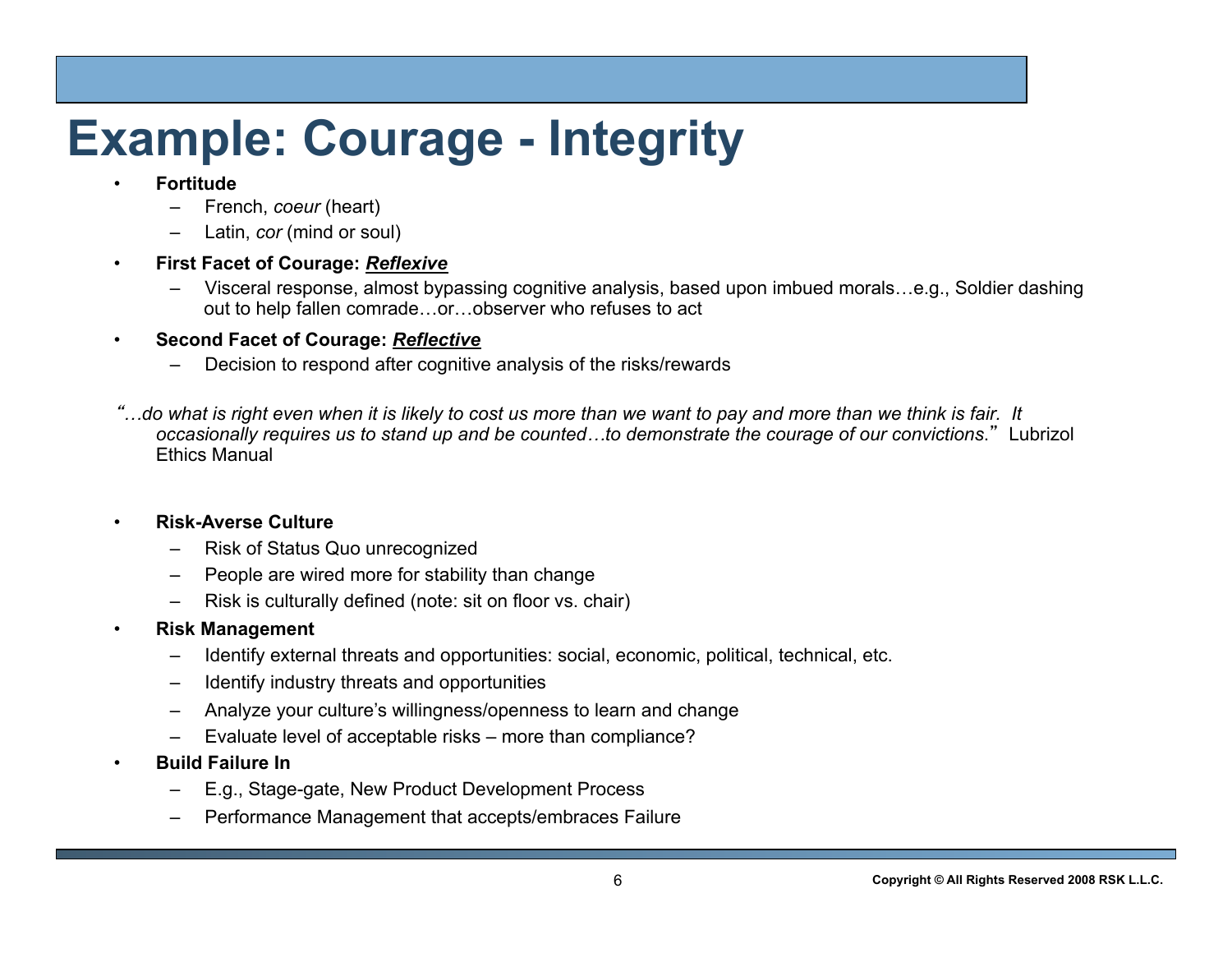# Example: Courage - Integrity

- **Fortitude**
  - French, *coeur* (heart)
  - Latin, *cor* (mind or soul)
- **First Facet of Courage: *<u>Reflexive</u>***
  - Visceral response, almost bypassing cognitive analysis, based upon imbued morals…e.g., Soldier dashing out to help fallen comrade…or…observer who refuses to act
- **Second Facet of Courage: *<u>Reflective</u>***
  - Decision to respond after cognitive analysis of the risks/rewards

*"…do what is right even when it is likely to cost us more than we want to pay and more than we think is fair. It occasionally requires us to stand up and be counted…to demonstrate the courage of our convictions."* Lubrizol Ethics Manual

- **Risk-Averse Culture**
  - Risk of Status Quo unrecognized
  - People are wired more for stability than change
  - Risk is culturally defined (note: sit on floor vs. chair)
- **Risk Management**
  - Identify external threats and opportunities: social, economic, political, technical, etc.
  - Identify industry threats and opportunities
  - Analyze your culture's willingness/openness to learn and change
  - Evaluate level of acceptable risks – more than compliance?
- **Build Failure In**
  - E.g., Stage-gate, New Product Development Process
  - Performance Management that accepts/embraces Failure

Copyright © All Rights Reserved 2008 RSK L.L.C.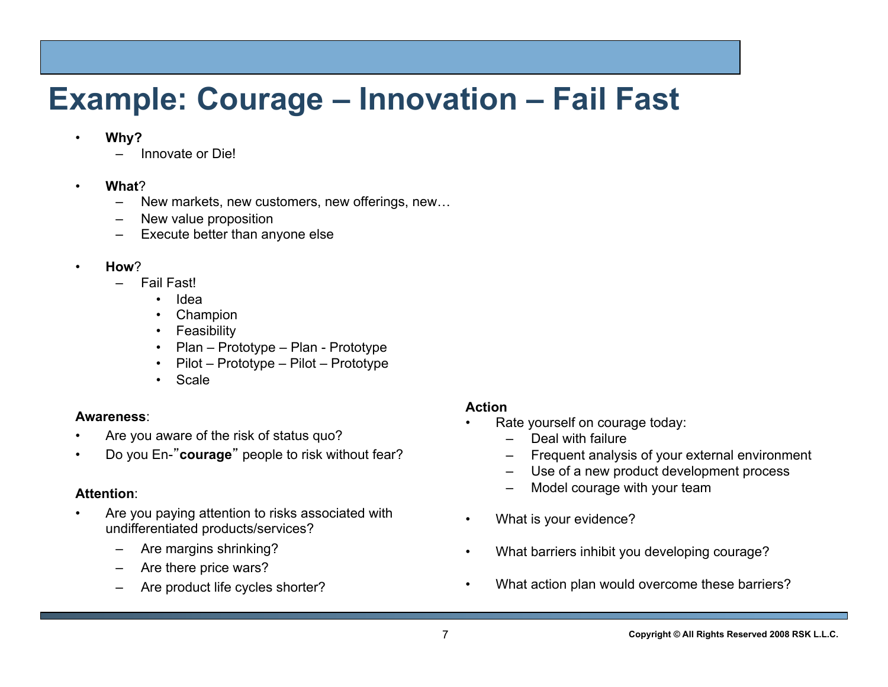# Example: Courage – Innovation – Fail Fast

- **Why?**
  - Innovate or Die!

- **What**?
  - New markets, new customers, new offerings, new…
  - New value proposition
  - Execute better than anyone else

- **How**?
  - Fail Fast!
    - Idea
    - Champion
    - Feasibility
    - Plan – Prototype – Plan - Prototype
    - Pilot – Prototype – Pilot – Prototype
    - Scale

**Awareness**:

- Are you aware of the risk of status quo?
- Do you En-"**courage**" people to risk without fear?

**Attention**:

- Are you paying attention to risks associated with undifferentiated products/services?
  - Are margins shrinking?
  - Are there price wars?
  - Are product life cycles shorter?

**Action**

- Rate yourself on courage today:
  - Deal with failure
  - Frequent analysis of your external environment
  - Use of a new product development process
  - Model courage with your team

- What is your evidence?

- What barriers inhibit you developing courage?

- What action plan would overcome these barriers?

Copyright © All Rights Reserved 2008 RSK L.L.C.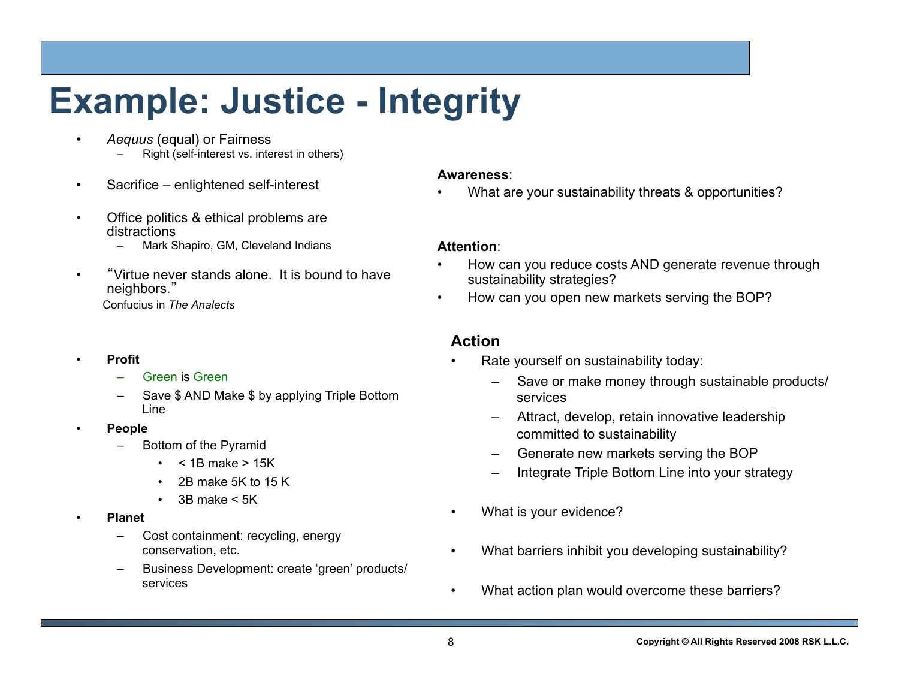# Example: Justice - Integrity

- *Aequus* (equal) or Fairness
  - Right (self-interest vs. interest in others)
- Sacrifice – enlightened self-interest
- Office politics & ethical problems are distractions
  - Mark Shapiro, GM, Cleveland Indians
- "Virtue never stands alone. It is bound to have neighbors."

  Confucius in *The Analects*

- **Profit**
  - Green is Green
  - Save $ AND Make $ by applying Triple Bottom Line
- **People**
  - Bottom of the Pyramid
    - < 1B make > 15K
    - 2B make 5K to 15 K
    - 3B make < 5K
- **Planet**
  - Cost containment: recycling, energy conservation, etc.
  - Business Development: create 'green' products/ services

**Awareness**:

- What are your sustainability threats & opportunities?

**Attention**:

- How can you reduce costs AND generate revenue through sustainability strategies?
- How can you open new markets serving the BOP?

### Action

- Rate yourself on sustainability today:
  - Save or make money through sustainable products/ services
  - Attract, develop, retain innovative leadership committed to sustainability
  - Generate new markets serving the BOP
  - Integrate Triple Bottom Line into your strategy
- What is your evidence?
- What barriers inhibit you developing sustainability?
- What action plan would overcome these barriers?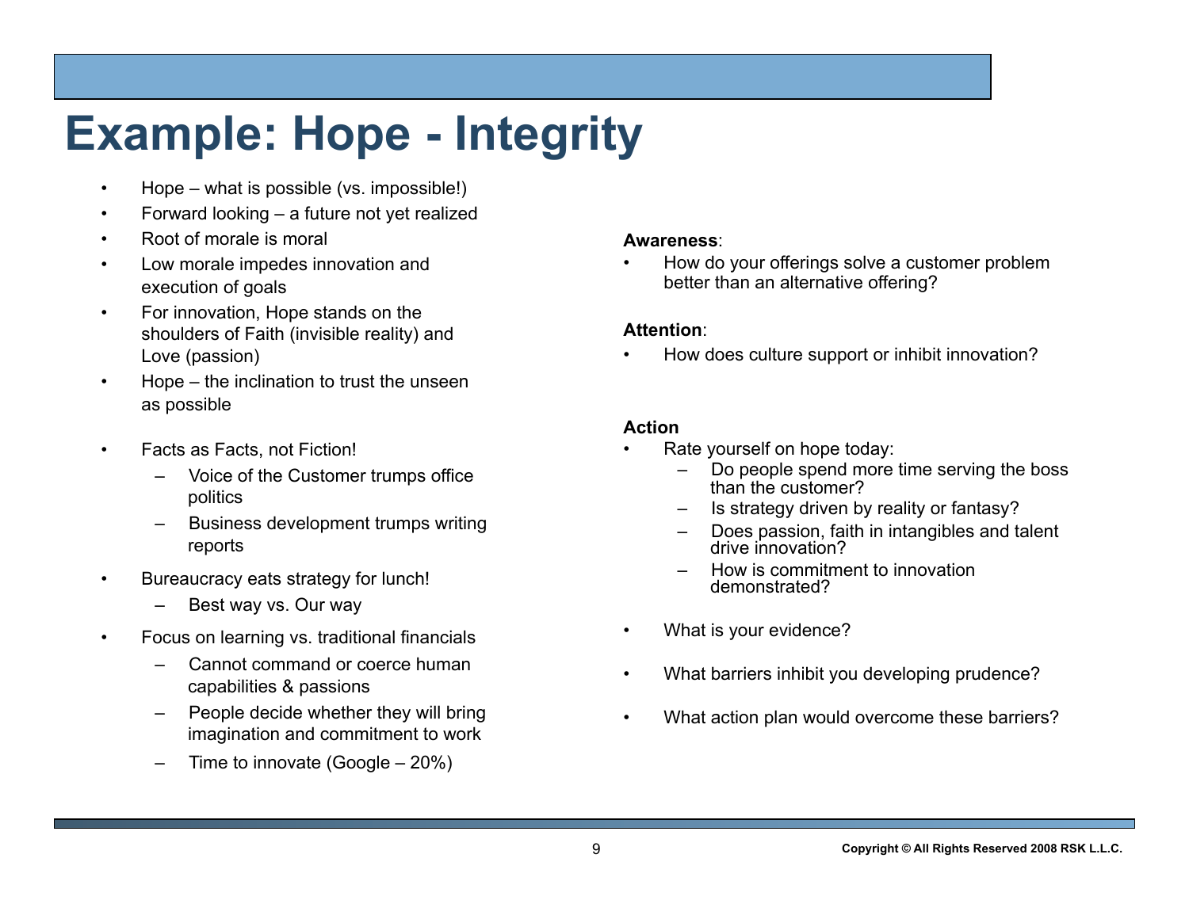# Example: Hope - Integrity

- Hope – what is possible (vs. impossible!)
- Forward looking – a future not yet realized
- Root of morale is moral
- Low morale impedes innovation and execution of goals
- For innovation, Hope stands on the shoulders of Faith (invisible reality) and Love (passion)
- Hope – the inclination to trust the unseen as possible

- Facts as Facts, not Fiction!
  - Voice of the Customer trumps office politics
  - Business development trumps writing reports
- Bureaucracy eats strategy for lunch!
  - Best way vs. Our way
- Focus on learning vs. traditional financials
  - Cannot command or coerce human capabilities & passions
  - People decide whether they will bring imagination and commitment to work
  - Time to innovate (Google – 20%)

**Awareness**:

- How do your offerings solve a customer problem better than an alternative offering?

**Attention**:

- How does culture support or inhibit innovation?

**Action**

- Rate yourself on hope today:
  - Do people spend more time serving the boss than the customer?
  - Is strategy driven by reality or fantasy?
  - Does passion, faith in intangibles and talent drive innovation?
  - How is commitment to innovation demonstrated?

- What is your evidence?

- What barriers inhibit you developing prudence?

- What action plan would overcome these barriers?

Copyright © All Rights Reserved 2008 RSK L.L.C.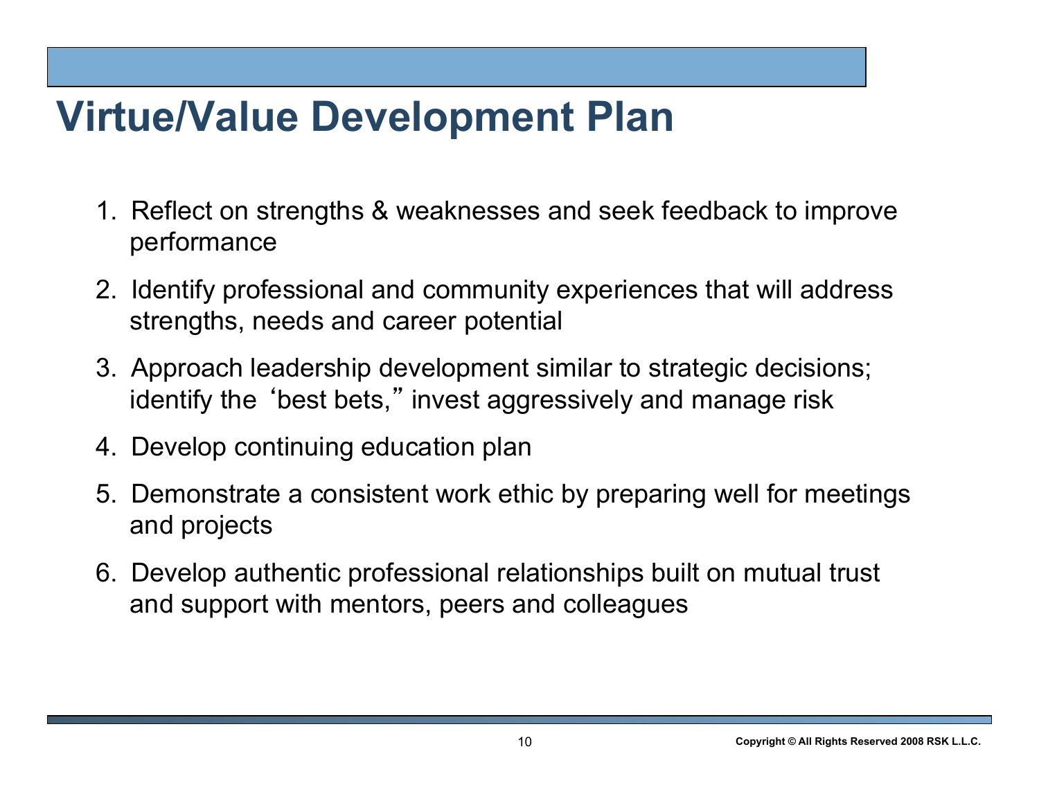# Virtue/Value Development Plan

1. Reflect on strengths & weaknesses and seek feedback to improve performance
2. Identify professional and community experiences that will address strengths, needs and career potential
3. Approach leadership development similar to strategic decisions; identify the ‘best bets,” invest aggressively and manage risk
4. Develop continuing education plan
5. Demonstrate a consistent work ethic by preparing well for meetings and projects
6. Develop authentic professional relationships built on mutual trust and support with mentors, peers and colleagues

Copyright © All Rights Reserved 2008 RSK L.L.C.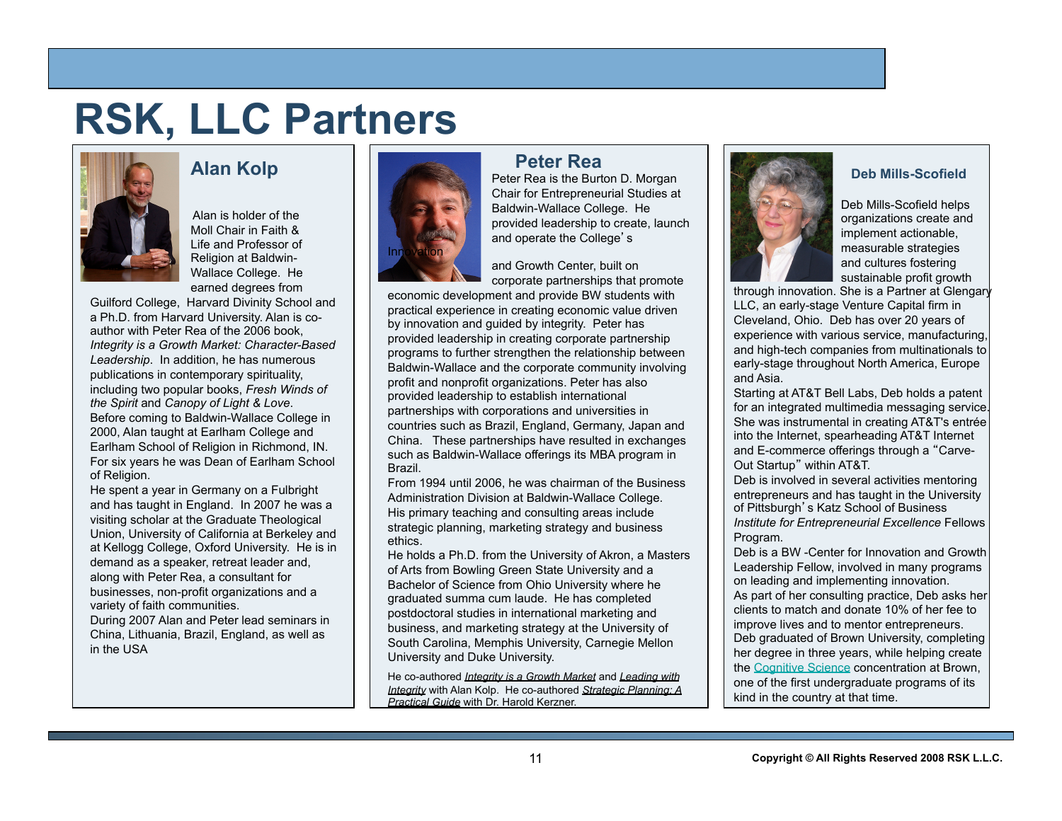# RSK, LLC Partners

## Alan Kolp

Alan is holder of the Moll Chair in Faith & Life and Professor of Religion at Baldwin-Wallace College. He earned degrees from Guilford College, Harvard Divinity School and a Ph.D. from Harvard University. Alan is co-author with Peter Rea of the 2006 book, *Integrity is a Growth Market: Character-Based Leadership*. In addition, he has numerous publications in contemporary spirituality, including two popular books, *Fresh Winds of the Spirit* and *Canopy of Light & Love*.

Before coming to Baldwin-Wallace College in 2000, Alan taught at Earlham College and Earlham School of Religion in Richmond, IN. For six years he was Dean of Earlham School of Religion.

He spent a year in Germany on a Fulbright and has taught in England. In 2007 he was a visiting scholar at the Graduate Theological Union, University of California at Berkeley and at Kellogg College, Oxford University. He is in demand as a speaker, retreat leader and, along with Peter Rea, a consultant for businesses, non-profit organizations and a variety of faith communities.

During 2007 Alan and Peter lead seminars in China, Lithuania, Brazil, England, as well as in the USA

## Peter Rea

Peter Rea is the Burton D. Morgan Chair for Entrepreneurial Studies at Baldwin-Wallace College. He provided leadership to create, launch and operate the College's Innovation and Growth Center, built on corporate partnerships that promote economic development and provide BW students with practical experience in creating economic value driven by innovation and guided by integrity. Peter has provided leadership in creating corporate partnership programs to further strengthen the relationship between Baldwin-Wallace and the corporate community involving profit and nonprofit organizations. Peter has also provided leadership to establish international partnerships with corporations and universities in countries such as Brazil, England, Germany, Japan and China. These partnerships have resulted in exchanges such as Baldwin-Wallace offerings its MBA program in Brazil.

From 1994 until 2006, he was chairman of the Business Administration Division at Baldwin-Wallace College. His primary teaching and consulting areas include strategic planning, marketing strategy and business ethics.

He holds a Ph.D. from the University of Akron, a Masters of Arts from Bowling Green State University and a Bachelor of Science from Ohio University where he graduated summa cum laude. He has completed postdoctoral studies in international marketing and business, and marketing strategy at the University of South Carolina, Memphis University, Carnegie Mellon University and Duke University.

He co-authored *Integrity is a Growth Market* and *Leading with Integrity* with Alan Kolp. He co-authored *Strategic Planning: A Practical Guide* with Dr. Harold Kerzner.

## Deb Mills-Scofield

Deb Mills-Scofield helps organizations create and implement actionable, measurable strategies and cultures fostering sustainable profit growth through innovation. She is a Partner at Glengary LLC, an early-stage Venture Capital firm in Cleveland, Ohio. Deb has over 20 years of experience with various service, manufacturing, and high-tech companies from multinationals to early-stage throughout North America, Europe and Asia.

Starting at AT&T Bell Labs, Deb holds a patent for an integrated multimedia messaging service. She was instrumental in creating AT&T's entrée into the Internet, spearheading AT&T Internet and E-commerce offerings through a "Carve-Out Startup" within AT&T.

Deb is involved in several activities mentoring entrepreneurs and has taught in the University of Pittsburgh's Katz School of Business *Institute for Entrepreneurial Excellence* Fellows Program.

Deb is a BW -Center for Innovation and Growth Leadership Fellow, involved in many programs on leading and implementing innovation.

As part of her consulting practice, Deb asks her clients to match and donate 10% of her fee to improve lives and to mentor entrepreneurs.

Deb graduated of Brown University, completing her degree in three years, while helping create the Cognitive Science concentration at Brown, one of the first undergraduate programs of its kind in the country at that time.

Copyright © All Rights Reserved 2008 RSK L.L.C.